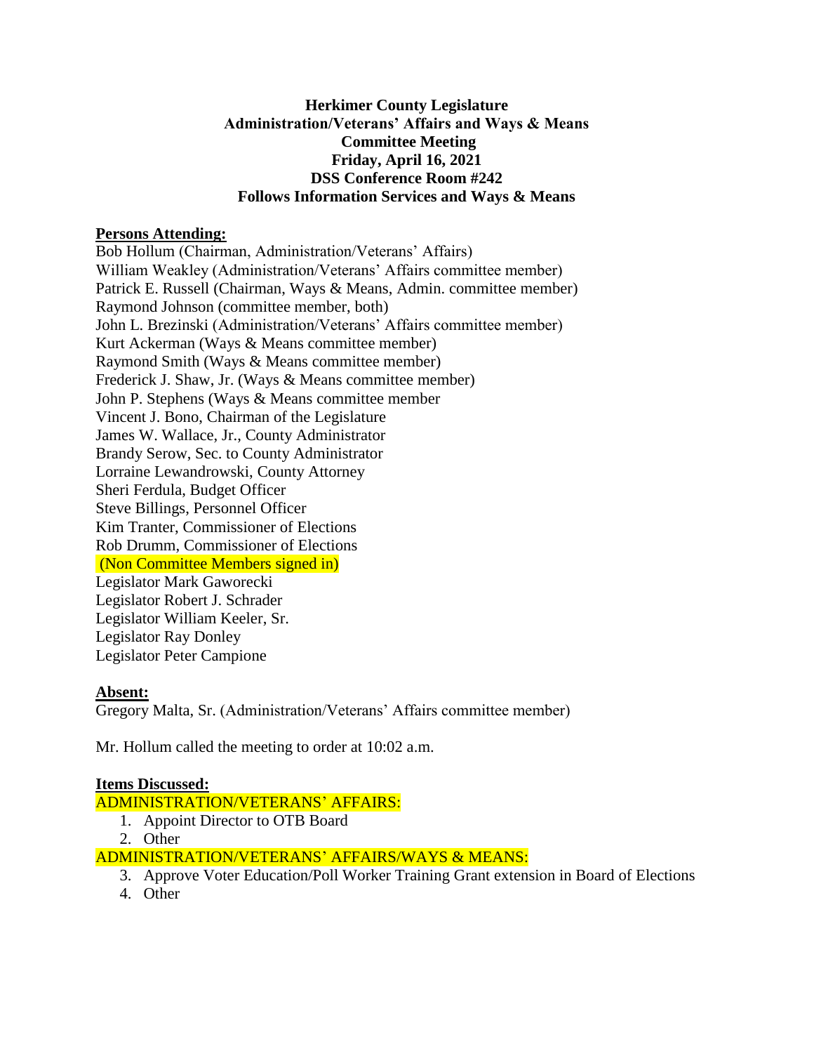**Herkimer County Legislature**
**Administration/Veterans' Affairs and Ways & Means**
**Committee Meeting**
**Friday, April 16, 2021**
**DSS Conference Room #242**
**Follows Information Services and Ways & Means**

**Persons Attending:**

Bob Hollum (Chairman, Administration/Veterans' Affairs)
William Weakley (Administration/Veterans' Affairs committee member)
Patrick E. Russell (Chairman, Ways & Means, Admin. committee member)
Raymond Johnson (committee member, both)
John L. Brezinski (Administration/Veterans' Affairs committee member)
Kurt Ackerman (Ways & Means committee member)
Raymond Smith (Ways & Means committee member)
Frederick J. Shaw, Jr. (Ways & Means committee member)
John P. Stephens (Ways & Means committee member
Vincent J. Bono, Chairman of the Legislature
James W. Wallace, Jr., County Administrator
Brandy Serow, Sec. to County Administrator
Lorraine Lewandrowski, County Attorney
Sheri Ferdula, Budget Officer
Steve Billings, Personnel Officer
Kim Tranter, Commissioner of Elections
Rob Drumm, Commissioner of Elections
(Non Committee Members signed in)
Legislator Mark Gaworecki
Legislator Robert J. Schrader
Legislator William Keeler, Sr.
Legislator Ray Donley
Legislator Peter Campione

**Absent:**

Gregory Malta, Sr. (Administration/Veterans' Affairs committee member)

Mr. Hollum called the meeting to order at 10:02 a.m.

**Items Discussed:**

ADMINISTRATION/VETERANS' AFFAIRS:

1. Appoint Director to OTB Board
2. Other

ADMINISTRATION/VETERANS' AFFAIRS/WAYS & MEANS:

3. Approve Voter Education/Poll Worker Training Grant extension in Board of Elections
4. Other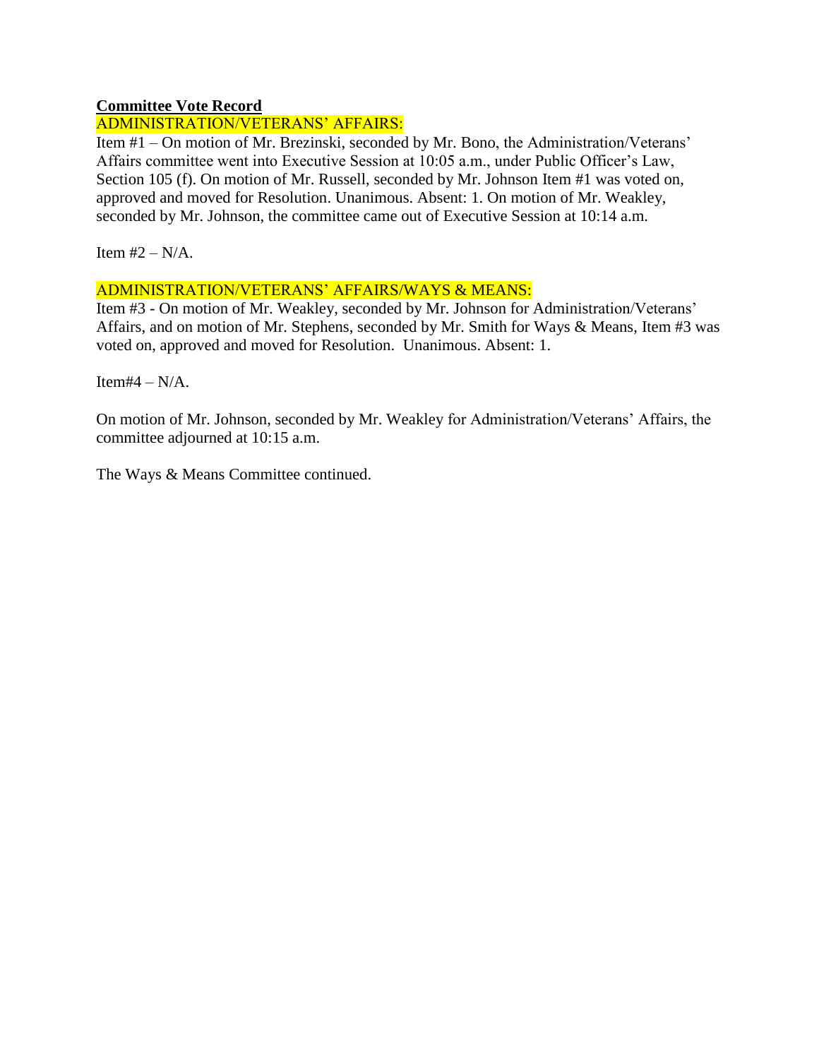**Committee Vote Record**

ADMINISTRATION/VETERANS' AFFAIRS:

Item #1 – On motion of Mr. Brezinski, seconded by Mr. Bono, the Administration/Veterans' Affairs committee went into Executive Session at 10:05 a.m., under Public Officer's Law, Section 105 (f). On motion of Mr. Russell, seconded by Mr. Johnson Item #1 was voted on, approved and moved for Resolution. Unanimous. Absent: 1. On motion of Mr. Weakley, seconded by Mr. Johnson, the committee came out of Executive Session at 10:14 a.m.

Item #2 – N/A.

ADMINISTRATION/VETERANS' AFFAIRS/WAYS & MEANS:

Item #3 - On motion of Mr. Weakley, seconded by Mr. Johnson for Administration/Veterans' Affairs, and on motion of Mr. Stephens, seconded by Mr. Smith for Ways & Means, Item #3 was voted on, approved and moved for Resolution. Unanimous. Absent: 1.

Item#4 – N/A.

On motion of Mr. Johnson, seconded by Mr. Weakley for Administration/Veterans' Affairs, the committee adjourned at 10:15 a.m.

The Ways & Means Committee continued.